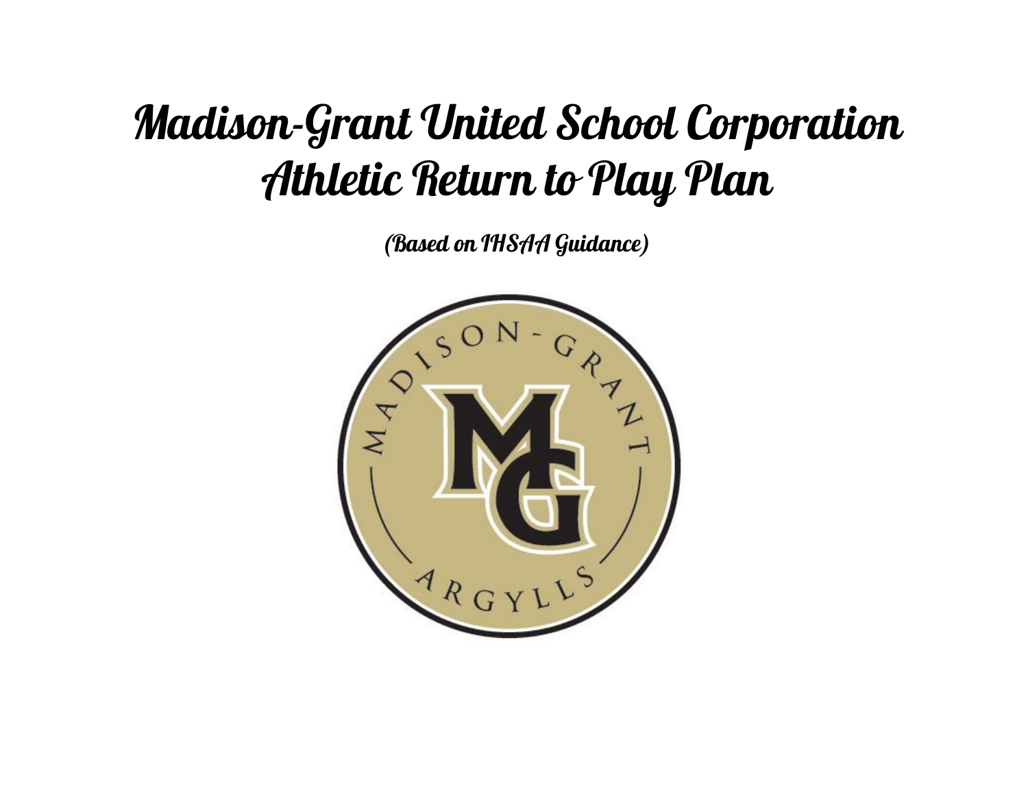# Madison-Grant United School Corporation Athletic Return to Play Plan

*(Based on IHSAA Guidance)*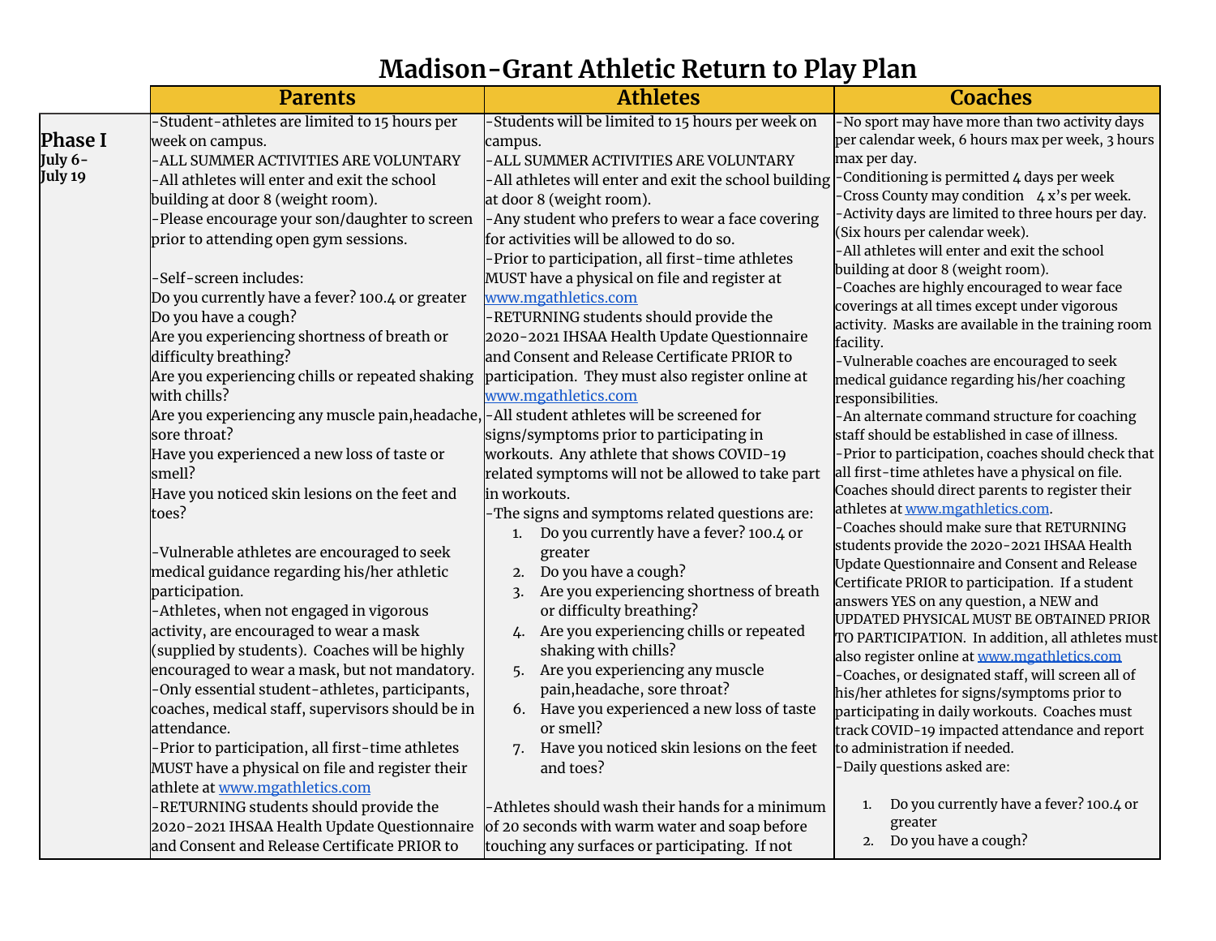# Madison-Grant Athletic Return to Play Plan

| | Parents | Athletes | Coaches |
|---|---|---|---|
| **Phase I** July 6-July 19 | -Student-athletes are limited to 15 hours per week on campus.<br>-ALL SUMMER ACTIVITIES ARE VOLUNTARY<br>-All athletes will enter and exit the school building at door 8 (weight room).<br>-Please encourage your son/daughter to screen prior to attending open gym sessions.<br><br>-Self-screen includes:<br>Do you currently have a fever? 100.4 or greater<br>Do you have a cough?<br>Are you experiencing shortness of breath or difficulty breathing?<br>Are you experiencing chills or repeated shaking with chills?<br>Are you experiencing any muscle pain,headache, sore throat?<br>Have you experienced a new loss of taste or smell?<br>Have you noticed skin lesions on the feet and toes?<br><br>-Vulnerable athletes are encouraged to seek medical guidance regarding his/her athletic participation.<br>-Athletes, when not engaged in vigorous activity, are encouraged to wear a mask (supplied by students). Coaches will be highly encouraged to wear a mask, but not mandatory.<br>-Only essential student-athletes, participants, coaches, medical staff, supervisors should be in attendance.<br>-Prior to participation, all first-time athletes MUST have a physical on file and register their athlete at www.mgathletics.com<br>-RETURNING students should provide the 2020-2021 IHSAA Health Update Questionnaire and Consent and Release Certificate PRIOR to | -Students will be limited to 15 hours per week on campus.<br>-ALL SUMMER ACTIVITIES ARE VOLUNTARY<br>-All athletes will enter and exit the school building at door 8 (weight room).<br>-Any student who prefers to wear a face covering for activities will be allowed to do so.<br>-Prior to participation, all first-time athletes MUST have a physical on file and register at www.mgathletics.com<br>-RETURNING students should provide the 2020-2021 IHSAA Health Update Questionnaire and Consent and Release Certificate PRIOR to participation. They must also register online at www.mgathletics.com<br>-All student athletes will be screened for signs/symptoms prior to participating in workouts. Any athlete that shows COVID-19 related symptoms will not be allowed to take part in workouts.<br>-The signs and symptoms related questions are:<br>1. Do you currently have a fever? 100.4 or greater<br>2. Do you have a cough?<br>3. Are you experiencing shortness of breath or difficulty breathing?<br>4. Are you experiencing chills or repeated shaking with chills?<br>5. Are you experiencing any muscle pain,headache, sore throat?<br>6. Have you experienced a new loss of taste or smell?<br>7. Have you noticed skin lesions on the feet and toes?<br><br>-Athletes should wash their hands for a minimum of 20 seconds with warm water and soap before touching any surfaces or participating. If not | -No sport may have more than two activity days per calendar week, 6 hours max per week, 3 hours max per day.<br>-Conditioning is permitted 4 days per week<br>-Cross County may condition 4 x's per week.<br>-Activity days are limited to three hours per day. (Six hours per calendar week).<br>-All athletes will enter and exit the school building at door 8 (weight room).<br>-Coaches are highly encouraged to wear face coverings at all times except under vigorous activity. Masks are available in the training room facility.<br>-Vulnerable coaches are encouraged to seek medical guidance regarding his/her coaching responsibilities.<br>-An alternate command structure for coaching staff should be established in case of illness.<br>-Prior to participation, coaches should check that all first-time athletes have a physical on file. Coaches should direct parents to register their athletes at www.mgathletics.com.<br>-Coaches should make sure that RETURNING students provide the 2020-2021 IHSAA Health Update Questionnaire and Consent and Release Certificate PRIOR to participation. If a student answers YES on any question, a NEW and UPDATED PHYSICAL MUST BE OBTAINED PRIOR TO PARTICIPATION. In addition, all athletes must also register online at www.mgathletics.com<br>-Coaches, or designated staff, will screen all of his/her athletes for signs/symptoms prior to participating in daily workouts. Coaches must track COVID-19 impacted attendance and report to administration if needed.<br>-Daily questions asked are:<br><br>1. Do you currently have a fever? 100.4 or greater<br>2. Do you have a cough? |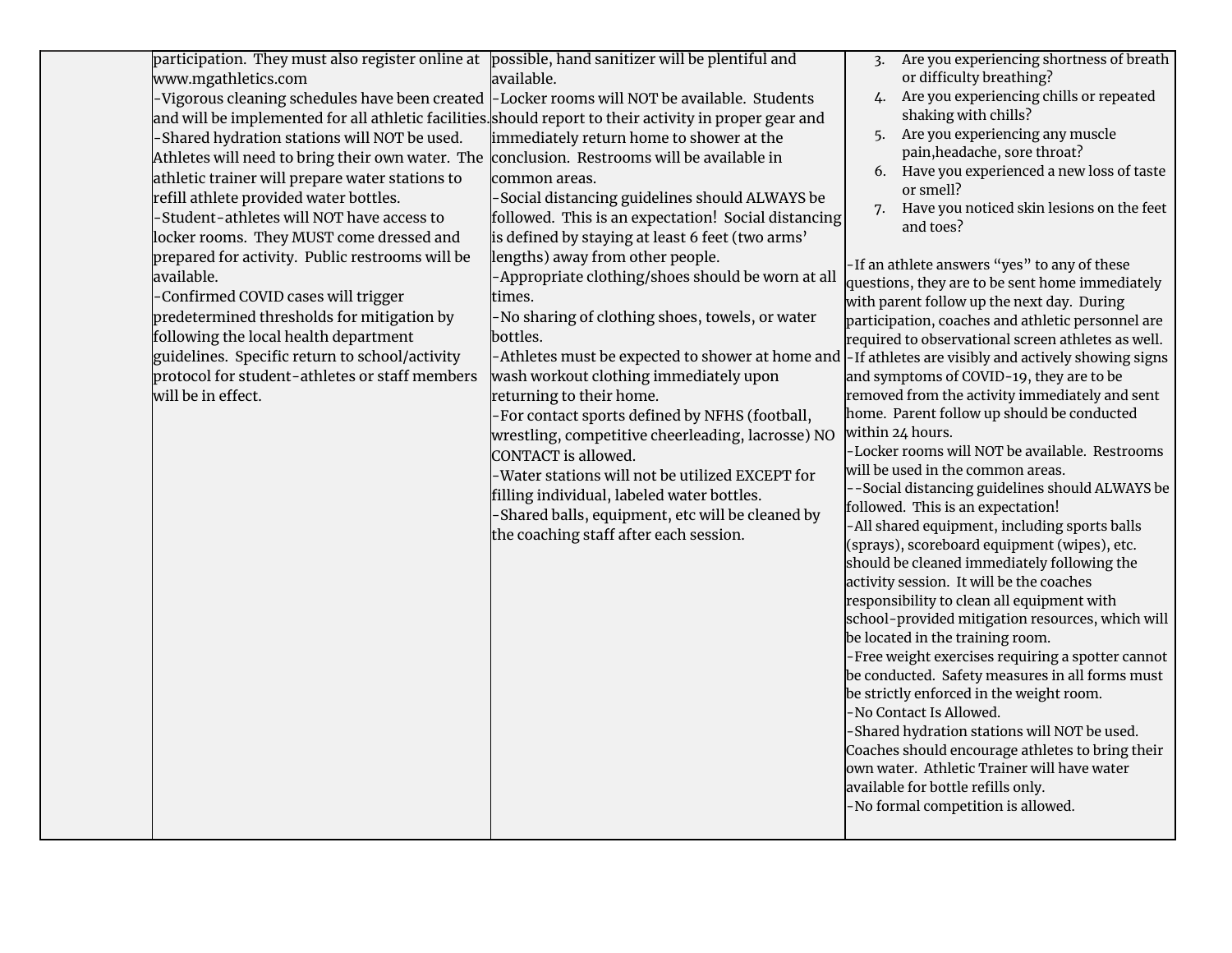| | | | |
|---|---|---|---|
| | participation. They must also register online at www.mgathletics.com<br>-Vigorous cleaning schedules have been created and will be implemented for all athletic facilities.<br>-Shared hydration stations will NOT be used. Athletes will need to bring their own water. The athletic trainer will prepare water stations to refill athlete provided water bottles.<br>-Student-athletes will NOT have access to locker rooms. They MUST come dressed and prepared for activity. Public restrooms will be available.<br>-Confirmed COVID cases will trigger predetermined thresholds for mitigation by following the local health department guidelines. Specific return to school/activity protocol for student-athletes or staff members will be in effect. | possible, hand sanitizer will be plentiful and available.<br>-Locker rooms will NOT be available. Students should report to their activity in proper gear and immediately return home to shower at the conclusion. Restrooms will be available in common areas.<br>-Social distancing guidelines should ALWAYS be followed. This is an expectation! Social distancing is defined by staying at least 6 feet (two arms' lengths) away from other people.<br>-Appropriate clothing/shoes should be worn at all times.<br>-No sharing of clothing shoes, towels, or water bottles.<br>-Athletes must be expected to shower at home and wash workout clothing immediately upon returning to their home.<br>-For contact sports defined by NFHS (football, wrestling, competitive cheerleading, lacrosse) NO CONTACT is allowed.<br>-Water stations will not be utilized EXCEPT for filling individual, labeled water bottles.<br>-Shared balls, equipment, etc will be cleaned by the coaching staff after each session. | 3. Are you experiencing shortness of breath or difficulty breathing?<br>4. Are you experiencing chills or repeated shaking with chills?<br>5. Are you experiencing any muscle pain,headache, sore throat?<br>6. Have you experienced a new loss of taste or smell?<br>7. Have you noticed skin lesions on the feet and toes?<br><br>-If an athlete answers "yes" to any of these questions, they are to be sent home immediately with parent follow up the next day. During participation, coaches and athletic personnel are required to observational screen athletes as well.<br>-If athletes are visibly and actively showing signs and symptoms of COVID-19, they are to be removed from the activity immediately and sent home. Parent follow up should be conducted within 24 hours.<br>-Locker rooms will NOT be available. Restrooms will be used in the common areas.<br>--Social distancing guidelines should ALWAYS be followed. This is an expectation!<br>-All shared equipment, including sports balls (sprays), scoreboard equipment (wipes), etc. should be cleaned immediately following the activity session. It will be the coaches responsibility to clean all equipment with school-provided mitigation resources, which will be located in the training room.<br>-Free weight exercises requiring a spotter cannot be conducted. Safety measures in all forms must be strictly enforced in the weight room.<br>-No Contact Is Allowed.<br>-Shared hydration stations will NOT be used. Coaches should encourage athletes to bring their own water. Athletic Trainer will have water available for bottle refills only.<br>-No formal competition is allowed. |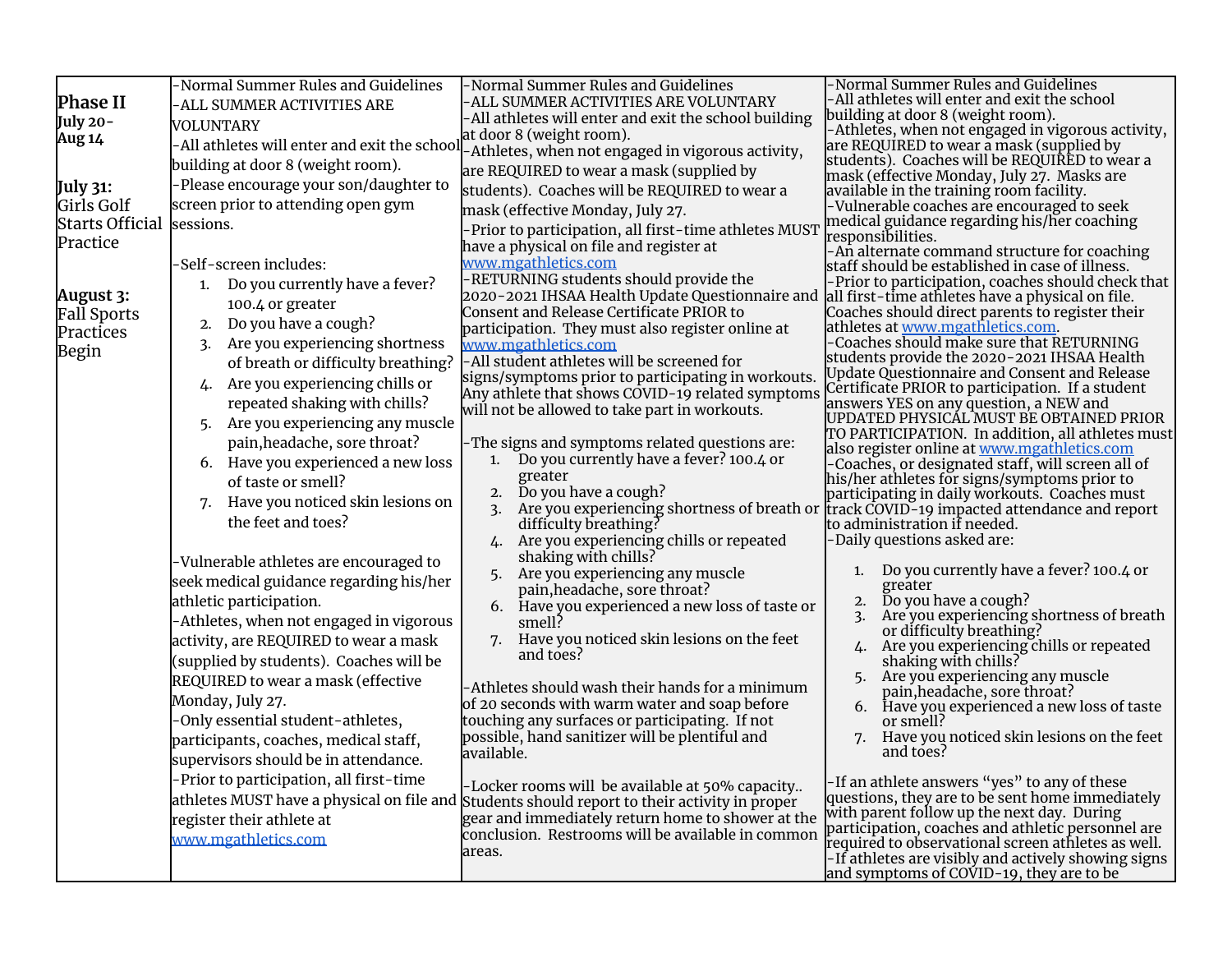| Phase II<br>July 20-<br>Aug 14<br><br>July 31:<br>Girls Golf Starts Official Practice<br><br>August 3:<br>Fall Sports Practices Begin | -Normal Summer Rules and Guidelines<br>-ALL SUMMER ACTIVITIES ARE VOLUNTARY<br>-All athletes will enter and exit the school building at door 8 (weight room).<br>-Please encourage your son/daughter to screen prior to attending open gym sessions.<br><br>-Self-screen includes:<br>1. Do you currently have a fever? 100.4 or greater<br>2. Do you have a cough?<br>3. Are you experiencing shortness of breath or difficulty breathing?<br>4. Are you experiencing chills or repeated shaking with chills?<br>5. Are you experiencing any muscle pain,headache, sore throat?<br>6. Have you experienced a new loss of taste or smell?<br>7. Have you noticed skin lesions on the feet and toes?<br><br>-Vulnerable athletes are encouraged to seek medical guidance regarding his/her athletic participation.<br>-Athletes, when not engaged in vigorous activity, are REQUIRED to wear a mask (supplied by students). Coaches will be REQUIRED to wear a mask (effective Monday, July 27.<br>-Only essential student-athletes, participants, coaches, medical staff, supervisors should be in attendance.<br>-Prior to participation, all first-time athletes MUST have a physical on file and register their athlete at www.mgathletics.com | -Normal Summer Rules and Guidelines<br>-ALL SUMMER ACTIVITIES ARE VOLUNTARY<br>-All athletes will enter and exit the school building at door 8 (weight room).<br>-Athletes, when not engaged in vigorous activity, are REQUIRED to wear a mask (supplied by students). Coaches will be REQUIRED to wear a mask (effective Monday, July 27.<br>-Prior to participation, all first-time athletes MUST have a physical on file and register at www.mgathletics.com<br>-RETURNING students should provide the 2020-2021 IHSAA Health Update Questionnaire and Consent and Release Certificate PRIOR to participation. They must also register online at www.mgathletics.com<br>-All student athletes will be screened for signs/symptoms prior to participating in workouts. Any athlete that shows COVID-19 related symptoms will not be allowed to take part in workouts.<br><br>-The signs and symptoms related questions are:<br>1. Do you currently have a fever? 100.4 or greater<br>2. Do you have a cough?<br>3. Are you experiencing shortness of breath or difficulty breathing?<br>4. Are you experiencing chills or repeated shaking with chills?<br>5. Are you experiencing any muscle pain,headache, sore throat?<br>6. Have you experienced a new loss of taste or smell?<br>7. Have you noticed skin lesions on the feet and toes?<br><br>-Athletes should wash their hands for a minimum of 20 seconds with warm water and soap before touching any surfaces or participating. If not possible, hand sanitizer will be plentiful and available.<br><br>-Locker rooms will be available at 50% capacity.. Students should report to their activity in proper gear and immediately return home to shower at the conclusion. Restrooms will be available in common areas. | -Normal Summer Rules and Guidelines<br>-All athletes will enter and exit the school building at door 8 (weight room).<br>-Athletes, when not engaged in vigorous activity, are REQUIRED to wear a mask (supplied by students). Coaches will be REQUIRED to wear a mask (effective Monday, July 27. Masks are available in the training room facility.<br>-Vulnerable coaches are encouraged to seek medical guidance regarding his/her coaching responsibilities.<br>-An alternate command structure for coaching staff should be established in case of illness.<br>-Prior to participation, coaches should check that all first-time athletes have a physical on file. Coaches should direct parents to register their athletes at www.mgathletics.com.<br>-Coaches should make sure that RETURNING students provide the 2020-2021 IHSAA Health Update Questionnaire and Consent and Release Certificate PRIOR to participation. If a student answers YES on any question, a NEW and UPDATED PHYSICAL MUST BE OBTAINED PRIOR TO PARTICIPATION. In addition, all athletes must also register online at www.mgathletics.com<br>-Coaches, or designated staff, will screen all of his/her athletes for signs/symptoms prior to participating in daily workouts. Coaches must track COVID-19 impacted attendance and report to administration if needed.<br>-Daily questions asked are:<br>1. Do you currently have a fever? 100.4 or greater<br>2. Do you have a cough?<br>3. Are you experiencing shortness of breath or difficulty breathing?<br>4. Are you experiencing chills or repeated shaking with chills?<br>5. Are you experiencing any muscle pain,headache, sore throat?<br>6. Have you experienced a new loss of taste or smell?<br>7. Have you noticed skin lesions on the feet and toes?<br><br>-If an athlete answers "yes" to any of these questions, they are to be sent home immediately with parent follow up the next day. During participation, coaches and athletic personnel are required to observational screen athletes as well.<br>-If athletes are visibly and actively showing signs and symptoms of COVID-19, they are to be |
|---|---|---|---|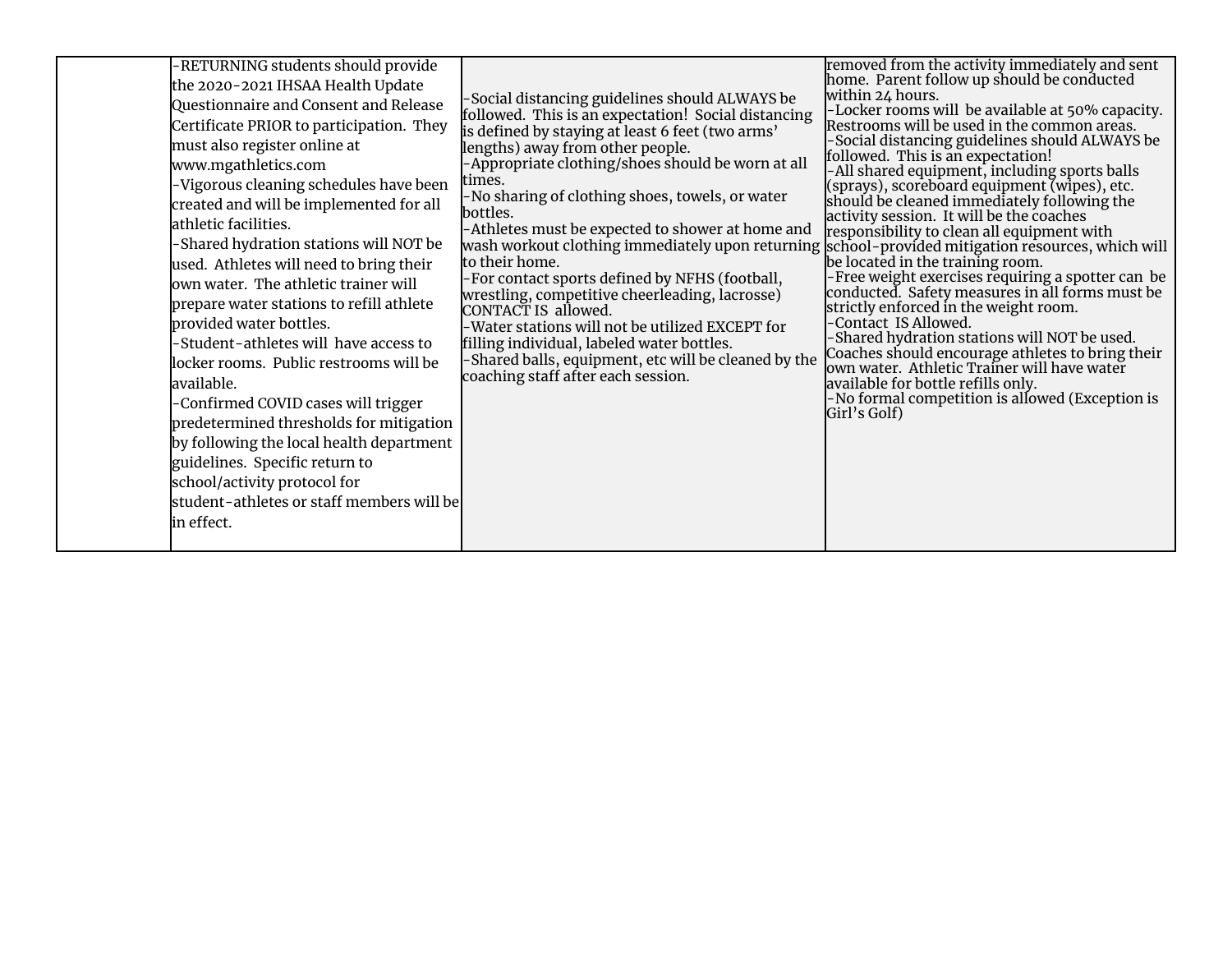| | | | |
|---|---|---|---|
| | -RETURNING students should provide the 2020-2021 IHSAA Health Update Questionnaire and Consent and Release Certificate PRIOR to participation. They must also register online at www.mgathletics.com<br>-Vigorous cleaning schedules have been created and will be implemented for all athletic facilities.<br>-Shared hydration stations will NOT be used. Athletes will need to bring their own water. The athletic trainer will prepare water stations to refill athlete provided water bottles.<br>-Student-athletes will have access to locker rooms. Public restrooms will be available.<br>-Confirmed COVID cases will trigger predetermined thresholds for mitigation by following the local health department guidelines. Specific return to school/activity protocol for student-athletes or staff members will be in effect. | -Social distancing guidelines should ALWAYS be followed. This is an expectation! Social distancing is defined by staying at least 6 feet (two arms' lengths) away from other people.<br>-Appropriate clothing/shoes should be worn at all times.<br>-No sharing of clothing shoes, towels, or water bottles.<br>-Athletes must be expected to shower at home and wash workout clothing immediately upon returning to their home.<br>-For contact sports defined by NFHS (football, wrestling, competitive cheerleading, lacrosse) CONTACT IS allowed.<br>-Water stations will not be utilized EXCEPT for filling individual, labeled water bottles.<br>-Shared balls, equipment, etc will be cleaned by the coaching staff after each session. | removed from the activity immediately and sent home. Parent follow up should be conducted within 24 hours.<br>-Locker rooms will be available at 50% capacity. Restrooms will be used in the common areas.<br>-Social distancing guidelines should ALWAYS be followed. This is an expectation!<br>-All shared equipment, including sports balls (sprays), scoreboard equipment (wipes), etc. should be cleaned immediately following the activity session. It will be the coaches responsibility to clean all equipment with school-provided mitigation resources, which will be located in the training room.<br>-Free weight exercises requiring a spotter can be conducted. Safety measures in all forms must be strictly enforced in the weight room.<br>-Contact IS Allowed.<br>-Shared hydration stations will NOT be used. Coaches should encourage athletes to bring their own water. Athletic Trainer will have water available for bottle refills only.<br>-No formal competition is allowed (Exception is Girl's Golf) |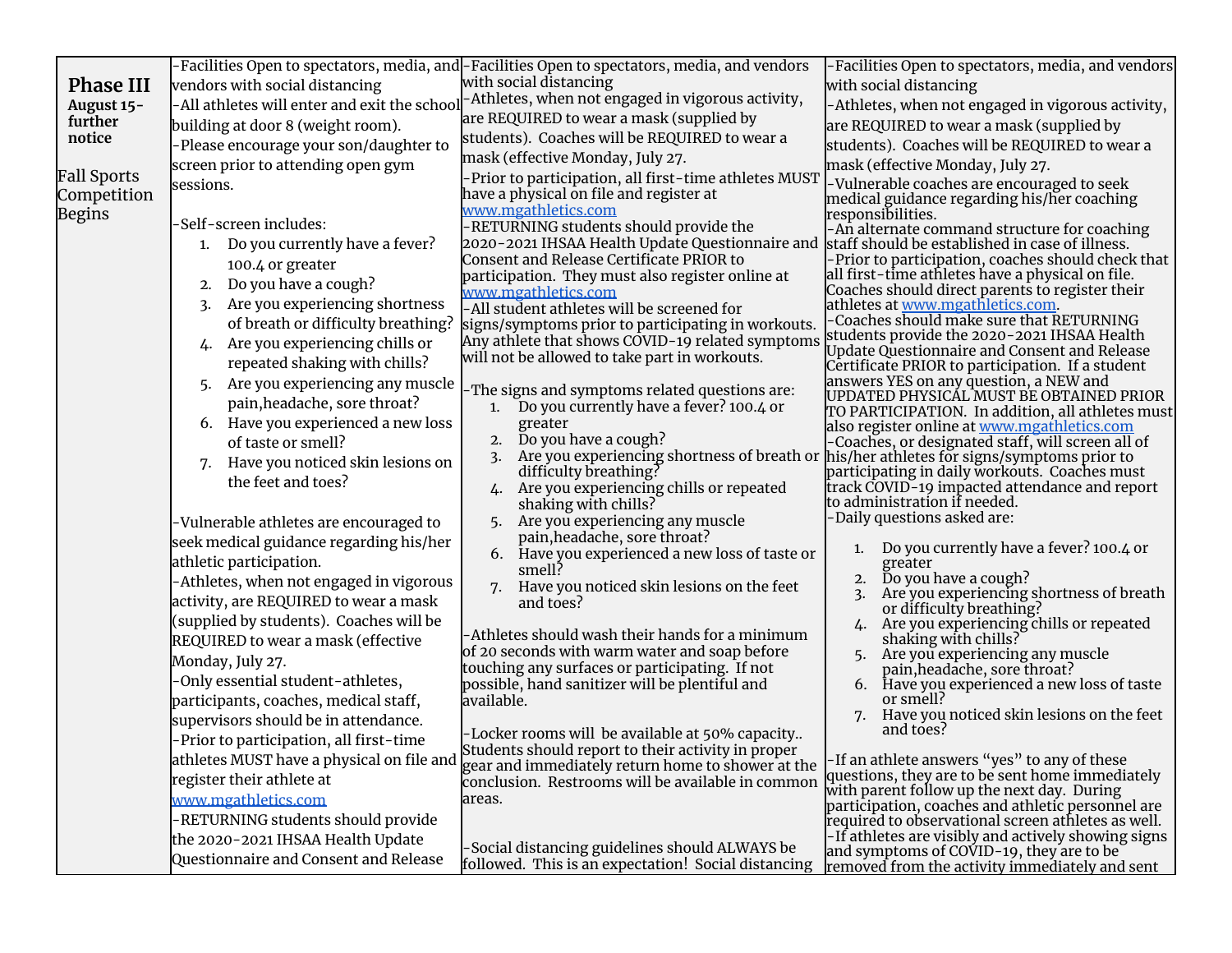| **Phase III** August 15- further notice<br><br>Fall Sports Competition Begins | -Facilities Open to spectators, media, and vendors with social distancing<br>-All athletes will enter and exit the school building at door 8 (weight room).<br>-Please encourage your son/daughter to screen prior to attending open gym sessions.<br><br>-Self-screen includes:<br>1. Do you currently have a fever? 100.4 or greater<br>2. Do you have a cough?<br>3. Are you experiencing shortness of breath or difficulty breathing?<br>4. Are you experiencing chills or repeated shaking with chills?<br>5. Are you experiencing any muscle pain,headache, sore throat?<br>6. Have you experienced a new loss of taste or smell?<br>7. Have you noticed skin lesions on the feet and toes?<br><br>-Vulnerable athletes are encouraged to seek medical guidance regarding his/her athletic participation.<br>-Athletes, when not engaged in vigorous activity, are REQUIRED to wear a mask (supplied by students). Coaches will be REQUIRED to wear a mask (effective Monday, July 27.<br>-Only essential student-athletes, participants, coaches, medical staff, supervisors should be in attendance.<br>-Prior to participation, all first-time athletes MUST have a physical on file and register their athlete at www.mgathletics.com<br>-RETURNING students should provide the 2020-2021 IHSAA Health Update Questionnaire and Consent and Release | -Facilities Open to spectators, media, and vendors with social distancing<br>-Athletes, when not engaged in vigorous activity, are REQUIRED to wear a mask (supplied by students). Coaches will be REQUIRED to wear a mask (effective Monday, July 27.<br>-Prior to participation, all first-time athletes MUST have a physical on file and register at www.mgathletics.com<br>-RETURNING students should provide the 2020-2021 IHSAA Health Update Questionnaire and Consent and Release Certificate PRIOR to participation. They must also register online at www.mgathletics.com<br>-All student athletes will be screened for signs/symptoms prior to participating in workouts. Any athlete that shows COVID-19 related symptoms will not be allowed to take part in workouts.<br><br>-The signs and symptoms related questions are:<br>1. Do you currently have a fever? 100.4 or greater<br>2. Do you have a cough?<br>3. Are you experiencing shortness of breath or difficulty breathing?<br>4. Are you experiencing chills or repeated shaking with chills?<br>5. Are you experiencing any muscle pain,headache, sore throat?<br>6. Have you experienced a new loss of taste or smell?<br>7. Have you noticed skin lesions on the feet and toes?<br><br>-Athletes should wash their hands for a minimum of 20 seconds with warm water and soap before touching any surfaces or participating. If not possible, hand sanitizer will be plentiful and available.<br><br>-Locker rooms will be available at 50% capacity.. Students should report to their activity in proper gear and immediately return home to shower at the conclusion. Restrooms will be available in common areas.<br><br>-Social distancing guidelines should ALWAYS be followed. This is an expectation! Social distancing | -Facilities Open to spectators, media, and vendors with social distancing<br>-Athletes, when not engaged in vigorous activity, are REQUIRED to wear a mask (supplied by students). Coaches will be REQUIRED to wear a mask (effective Monday, July 27.<br>-Vulnerable coaches are encouraged to seek medical guidance regarding his/her coaching responsibilities.<br>-An alternate command structure for coaching staff should be established in case of illness.<br>-Prior to participation, coaches should check that all first-time athletes have a physical on file. Coaches should direct parents to register their athletes at www.mgathletics.com.<br>-Coaches should make sure that RETURNING students provide the 2020-2021 IHSAA Health Update Questionnaire and Consent and Release Certificate PRIOR to participation. If a student answers YES on any question, a NEW and UPDATED PHYSICAL MUST BE OBTAINED PRIOR TO PARTICIPATION. In addition, all athletes must also register online at www.mgathletics.com<br>-Coaches, or designated staff, will screen all of his/her athletes for signs/symptoms prior to participating in daily workouts. Coaches must track COVID-19 impacted attendance and report to administration if needed.<br>-Daily questions asked are:<br>1. Do you currently have a fever? 100.4 or greater<br>2. Do you have a cough?<br>3. Are you experiencing shortness of breath or difficulty breathing?<br>4. Are you experiencing chills or repeated shaking with chills?<br>5. Are you experiencing any muscle pain,headache, sore throat?<br>6. Have you experienced a new loss of taste or smell?<br>7. Have you noticed skin lesions on the feet and toes?<br><br>-If an athlete answers "yes" to any of these questions, they are to be sent home immediately with parent follow up the next day. During participation, coaches and athletic personnel are required to observational screen athletes as well.<br>-If athletes are visibly and actively showing signs and symptoms of COVID-19, they are to be removed from the activity immediately and sent |
|---|---|---|---|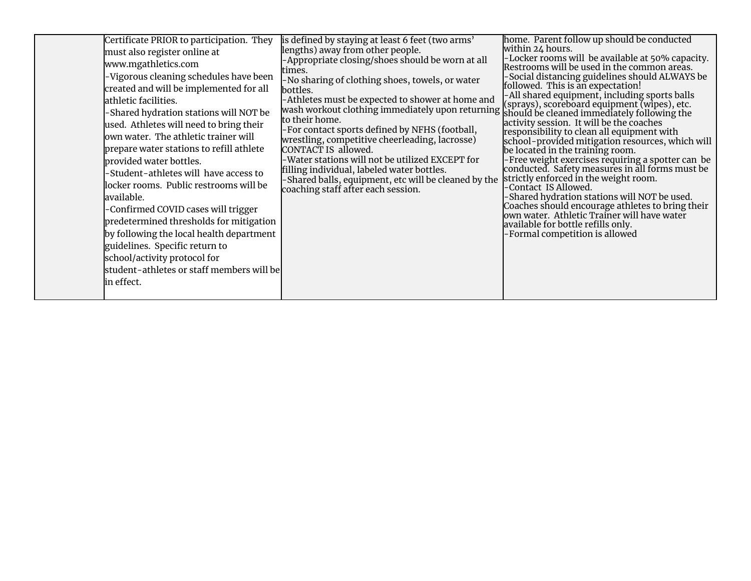| | | | |
|---|---|---|---|
| | Certificate PRIOR to participation. They must also register online at www.mgathletics.com<br>-Vigorous cleaning schedules have been created and will be implemented for all athletic facilities.<br>-Shared hydration stations will NOT be used. Athletes will need to bring their own water. The athletic trainer will prepare water stations to refill athlete provided water bottles.<br>-Student-athletes will have access to locker rooms. Public restrooms will be available.<br>-Confirmed COVID cases will trigger predetermined thresholds for mitigation by following the local health department guidelines. Specific return to school/activity protocol for student-athletes or staff members will be in effect. | is defined by staying at least 6 feet (two arms' lengths) away from other people.<br>-Appropriate closing/shoes should be worn at all times.<br>-No sharing of clothing shoes, towels, or water bottles.<br>-Athletes must be expected to shower at home and wash workout clothing immediately upon returning to their home.<br>-For contact sports defined by NFHS (football, wrestling, competitive cheerleading, lacrosse) CONTACT IS allowed.<br>-Water stations will not be utilized EXCEPT for filling individual, labeled water bottles.<br>-Shared balls, equipment, etc will be cleaned by the coaching staff after each session. | home. Parent follow up should be conducted within 24 hours.<br>-Locker rooms will be available at 50% capacity. Restrooms will be used in the common areas.<br>-Social distancing guidelines should ALWAYS be followed. This is an expectation!<br>-All shared equipment, including sports balls (sprays), scoreboard equipment (wipes), etc. should be cleaned immediately following the activity session. It will be the coaches responsibility to clean all equipment with school-provided mitigation resources, which will be located in the training room.<br>-Free weight exercises requiring a spotter can be conducted. Safety measures in all forms must be strictly enforced in the weight room.<br>-Contact IS Allowed.<br>-Shared hydration stations will NOT be used. Coaches should encourage athletes to bring their own water. Athletic Trainer will have water available for bottle refills only.<br>-Formal competition is allowed |